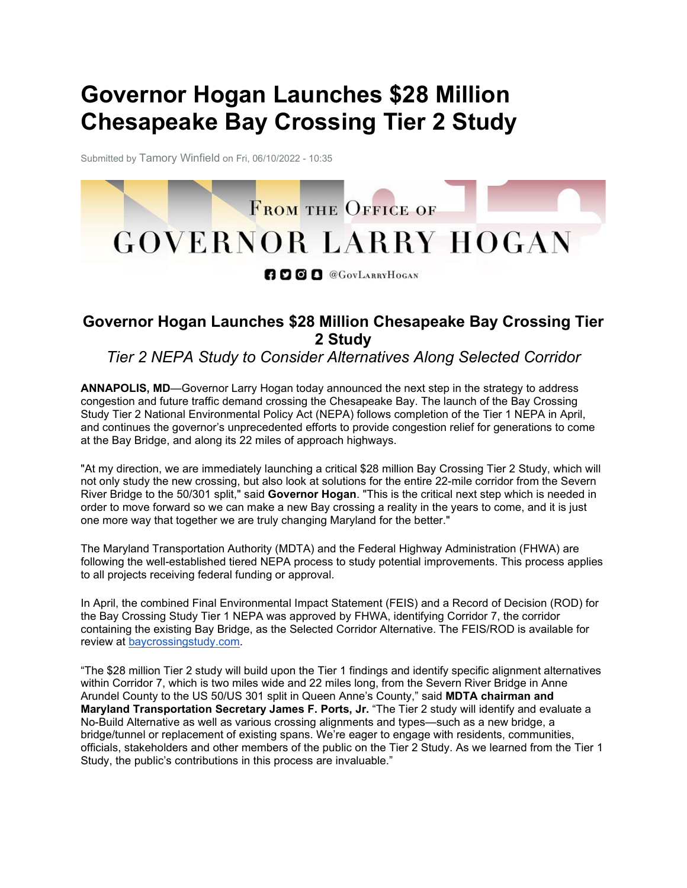# Governor Hogan Launches $28 Million Chesapeake Bay Crossing Tier 2 Study

Submitted by Tamory Winfield on Fri, 06/10/2022 - 10:35

FROM THE OFFICE OF

GOVERNOR LARRY HOGAN

@GovLarryHogan

## Governor Hogan Launches $28 Million Chesapeake Bay Crossing Tier 2 Study

*Tier 2 NEPA Study to Consider Alternatives Along Selected Corridor*

**ANNAPOLIS, MD**—Governor Larry Hogan today announced the next step in the strategy to address congestion and future traffic demand crossing the Chesapeake Bay. The launch of the Bay Crossing Study Tier 2 National Environmental Policy Act (NEPA) follows completion of the Tier 1 NEPA in April, and continues the governor's unprecedented efforts to provide congestion relief for generations to come at the Bay Bridge, and along its 22 miles of approach highways.

"At my direction, we are immediately launching a critical $28 million Bay Crossing Tier 2 Study, which will not only study the new crossing, but also look at solutions for the entire 22-mile corridor from the Severn River Bridge to the 50/301 split," said **Governor Hogan**. "This is the critical next step which is needed in order to move forward so we can make a new Bay crossing a reality in the years to come, and it is just one more way that together we are truly changing Maryland for the better."

The Maryland Transportation Authority (MDTA) and the Federal Highway Administration (FHWA) are following the well-established tiered NEPA process to study potential improvements. This process applies to all projects receiving federal funding or approval.

In April, the combined Final Environmental Impact Statement (FEIS) and a Record of Decision (ROD) for the Bay Crossing Study Tier 1 NEPA was approved by FHWA, identifying Corridor 7, the corridor containing the existing Bay Bridge, as the Selected Corridor Alternative. The FEIS/ROD is available for review at baycrossingstudy.com.

"The $28 million Tier 2 study will build upon the Tier 1 findings and identify specific alignment alternatives within Corridor 7, which is two miles wide and 22 miles long, from the Severn River Bridge in Anne Arundel County to the US 50/US 301 split in Queen Anne's County," said **MDTA chairman and Maryland Transportation Secretary James F. Ports, Jr.** "The Tier 2 study will identify and evaluate a No-Build Alternative as well as various crossing alignments and types—such as a new bridge, a bridge/tunnel or replacement of existing spans. We're eager to engage with residents, communities, officials, stakeholders and other members of the public on the Tier 2 Study. As we learned from the Tier 1 Study, the public's contributions in this process are invaluable."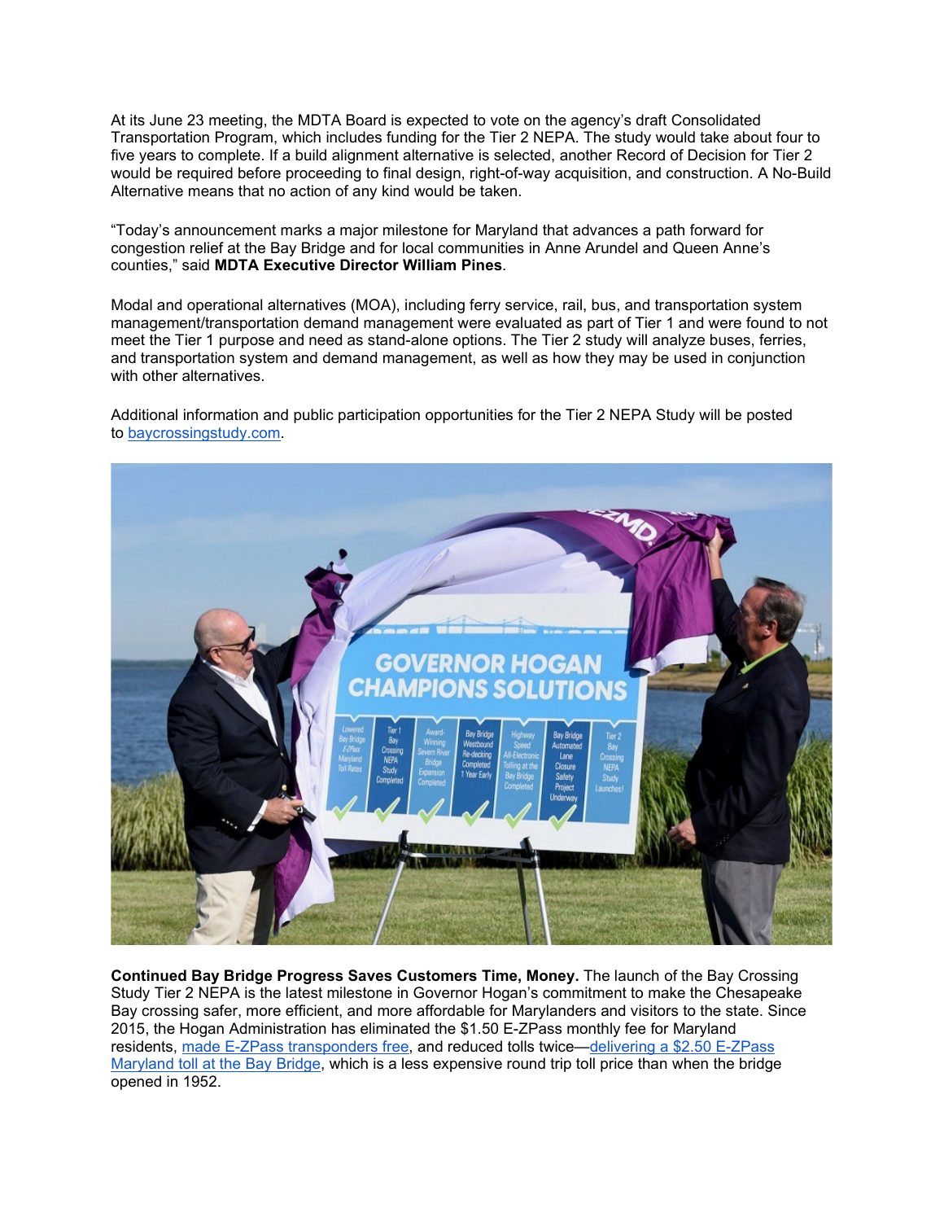At its June 23 meeting, the MDTA Board is expected to vote on the agency's draft Consolidated Transportation Program, which includes funding for the Tier 2 NEPA. The study would take about four to five years to complete. If a build alignment alternative is selected, another Record of Decision for Tier 2 would be required before proceeding to final design, right-of-way acquisition, and construction. A No-Build Alternative means that no action of any kind would be taken.

"Today's announcement marks a major milestone for Maryland that advances a path forward for congestion relief at the Bay Bridge and for local communities in Anne Arundel and Queen Anne's counties," said **MDTA Executive Director William Pines**.

Modal and operational alternatives (MOA), including ferry service, rail, bus, and transportation system management/transportation demand management were evaluated as part of Tier 1 and were found to not meet the Tier 1 purpose and need as stand-alone options. The Tier 2 study will analyze buses, ferries, and transportation system and demand management, as well as how they may be used in conjunction with other alternatives.

Additional information and public participation opportunities for the Tier 2 NEPA Study will be posted to [baycrossingstudy.com](baycrossingstudy.com).

**Continued Bay Bridge Progress Saves Customers Time, Money.** The launch of the Bay Crossing Study Tier 2 NEPA is the latest milestone in Governor Hogan's commitment to make the Chesapeake Bay crossing safer, more efficient, and more affordable for Marylanders and visitors to the state. Since 2015, the Hogan Administration has eliminated the $1.50 E-ZPass monthly fee for Maryland residents, made E-ZPass transponders free, and reduced tolls twice—delivering a $2.50 E-ZPass Maryland toll at the Bay Bridge, which is a less expensive round trip toll price than when the bridge opened in 1952.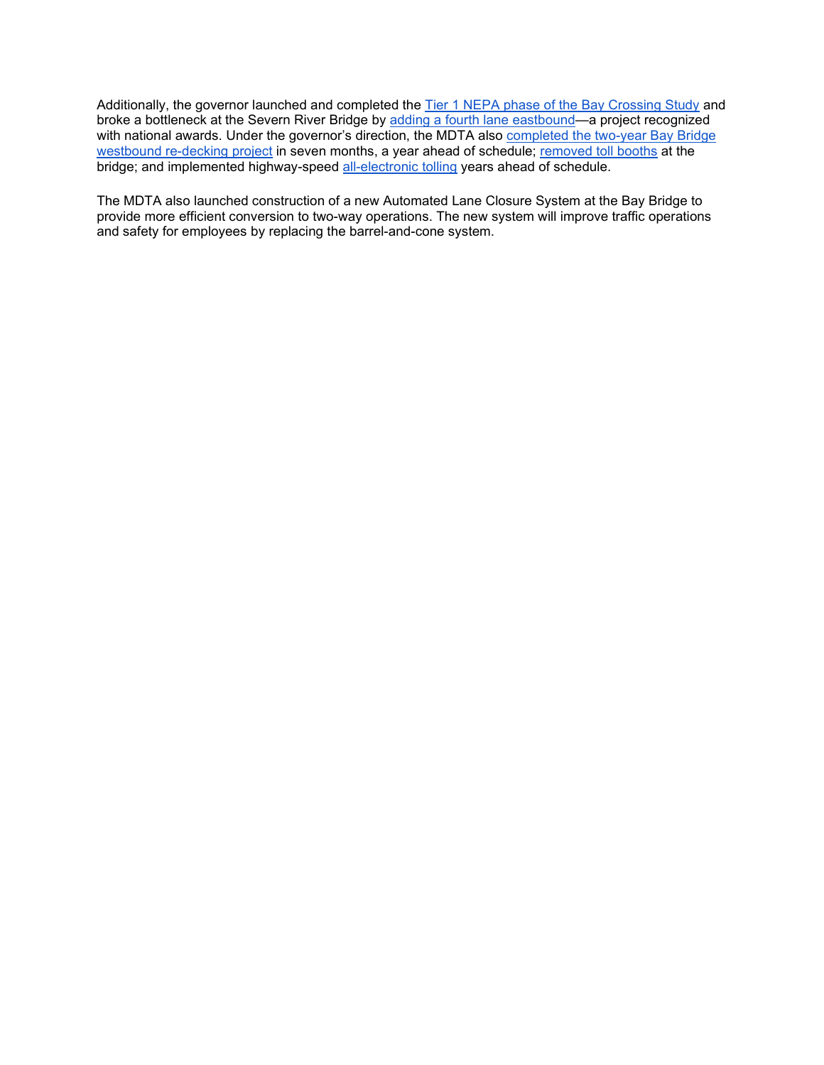Additionally, the governor launched and completed the Tier 1 NEPA phase of the Bay Crossing Study and broke a bottleneck at the Severn River Bridge by adding a fourth lane eastbound—a project recognized with national awards. Under the governor's direction, the MDTA also completed the two-year Bay Bridge westbound re-decking project in seven months, a year ahead of schedule; removed toll booths at the bridge; and implemented highway-speed all-electronic tolling years ahead of schedule.

The MDTA also launched construction of a new Automated Lane Closure System at the Bay Bridge to provide more efficient conversion to two-way operations. The new system will improve traffic operations and safety for employees by replacing the barrel-and-cone system.